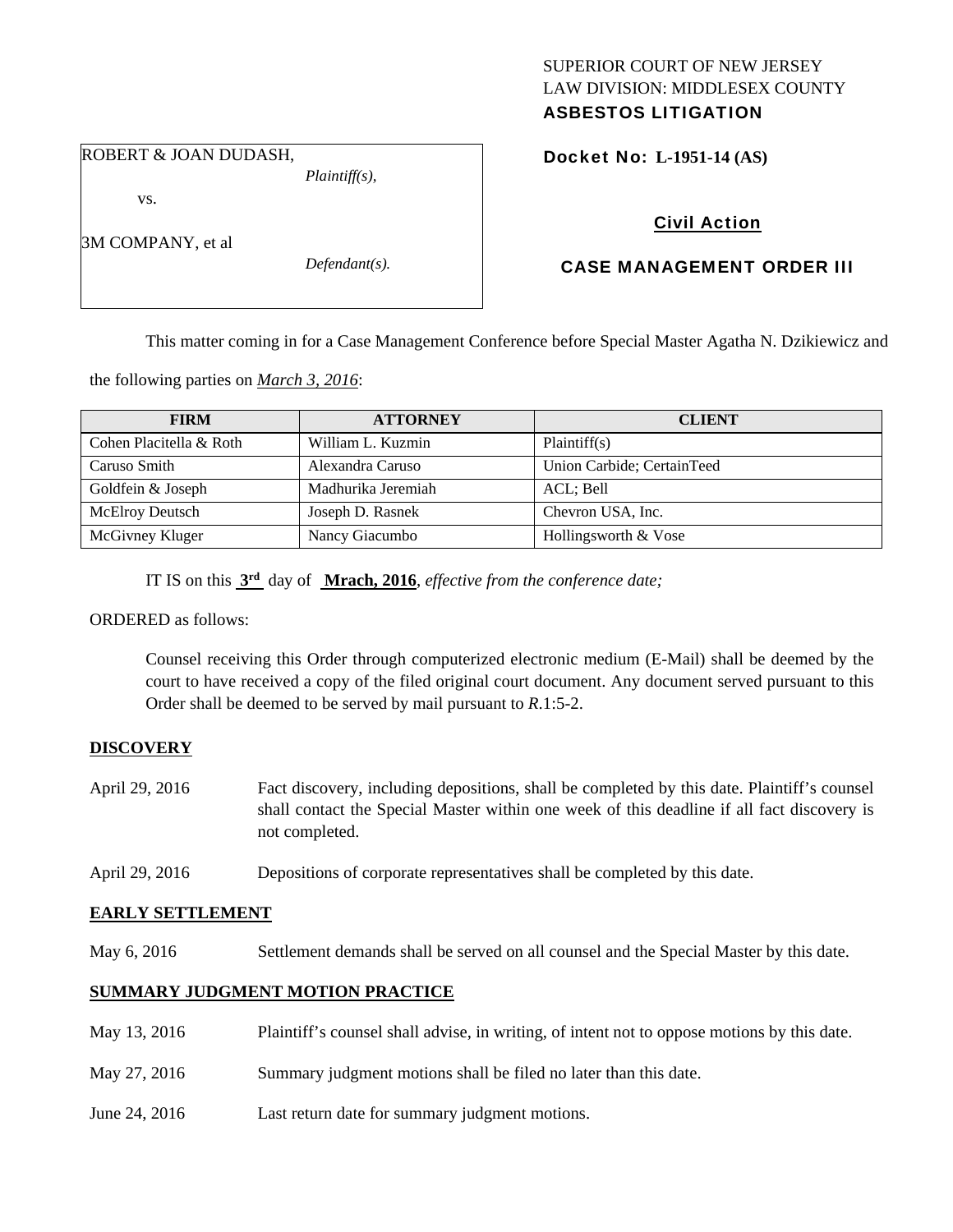SUPERIOR COURT OF NEW JERSEY
LAW DIVISION: MIDDLESEX COUNTY
**ASBESTOS LITIGATION**

ROBERT & JOAN DUDASH,
*Plaintiff(s),*

vs.

3M COMPANY, et al
*Defendant(s).*

**Docket No: L-1951-14 (AS)**

**Civil Action**

**CASE MANAGEMENT ORDER III**

This matter coming in for a Case Management Conference before Special Master Agatha N. Dzikiewicz and the following parties on *March 3, 2016*:

| FIRM | ATTORNEY | CLIENT |
|---|---|---|
| Cohen Placitella & Roth | William L. Kuzmin | Plaintiff(s) |
| Caruso Smith | Alexandra Caruso | Union Carbide; CertainTeed |
| Goldfein & Joseph | Madhurika Jeremiah | ACL; Bell |
| McElroy Deutsch | Joseph D. Rasnek | Chevron USA, Inc. |
| McGivney Kluger | Nancy Giacumbo | Hollingsworth & Vose |

IT IS on this **3rd** day of **Mrach, 2016**, *effective from the conference date;*

ORDERED as follows:

Counsel receiving this Order through computerized electronic medium (E-Mail) shall be deemed by the court to have received a copy of the filed original court document. Any document served pursuant to this Order shall be deemed to be served by mail pursuant to *R*.1:5-2.

**DISCOVERY**

April 29, 2016 — Fact discovery, including depositions, shall be completed by this date. Plaintiff's counsel shall contact the Special Master within one week of this deadline if all fact discovery is not completed.

April 29, 2016 — Depositions of corporate representatives shall be completed by this date.

**EARLY SETTLEMENT**

May 6, 2016 — Settlement demands shall be served on all counsel and the Special Master by this date.

**SUMMARY JUDGMENT MOTION PRACTICE**

May 13, 2016 — Plaintiff's counsel shall advise, in writing, of intent not to oppose motions by this date.

May 27, 2016 — Summary judgment motions shall be filed no later than this date.

June 24, 2016 — Last return date for summary judgment motions.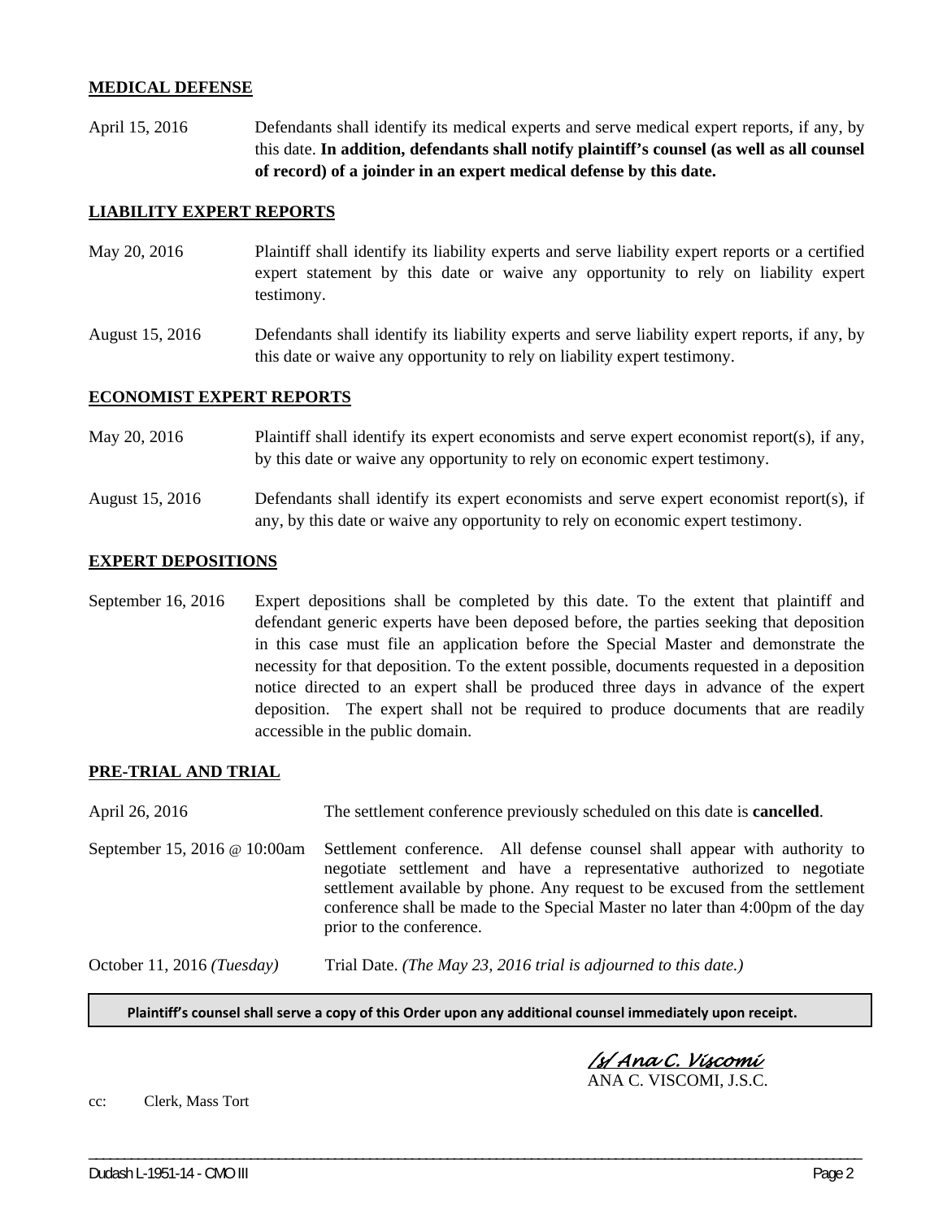**MEDICAL DEFENSE**

April 15, 2016 Defendants shall identify its medical experts and serve medical expert reports, if any, by this date. **In addition, defendants shall notify plaintiff's counsel (as well as all counsel of record) of a joinder in an expert medical defense by this date.**

**LIABILITY EXPERT REPORTS**

May 20, 2016 Plaintiff shall identify its liability experts and serve liability expert reports or a certified expert statement by this date or waive any opportunity to rely on liability expert testimony.

August 15, 2016 Defendants shall identify its liability experts and serve liability expert reports, if any, by this date or waive any opportunity to rely on liability expert testimony.

**ECONOMIST EXPERT REPORTS**

May 20, 2016 Plaintiff shall identify its expert economists and serve expert economist report(s), if any, by this date or waive any opportunity to rely on economic expert testimony.

August 15, 2016 Defendants shall identify its expert economists and serve expert economist report(s), if any, by this date or waive any opportunity to rely on economic expert testimony.

**EXPERT DEPOSITIONS**

September 16, 2016 Expert depositions shall be completed by this date. To the extent that plaintiff and defendant generic experts have been deposed before, the parties seeking that deposition in this case must file an application before the Special Master and demonstrate the necessity for that deposition. To the extent possible, documents requested in a deposition notice directed to an expert shall be produced three days in advance of the expert deposition. The expert shall not be required to produce documents that are readily accessible in the public domain.

**PRE-TRIAL AND TRIAL**

April 26, 2016 The settlement conference previously scheduled on this date is **cancelled**.

September 15, 2016 @ 10:00am Settlement conference. All defense counsel shall appear with authority to negotiate settlement and have a representative authorized to negotiate settlement available by phone. Any request to be excused from the settlement conference shall be made to the Special Master no later than 4:00pm of the day prior to the conference.

October 11, 2016 *(Tuesday)* Trial Date. *(The May 23, 2016 trial is adjourned to this date.)*

**Plaintiff's counsel shall serve a copy of this Order upon any additional counsel immediately upon receipt.**

*/s/ Ana C. Viscomi*
ANA C. VISCOMI, J.S.C.

cc: Clerk, Mass Tort